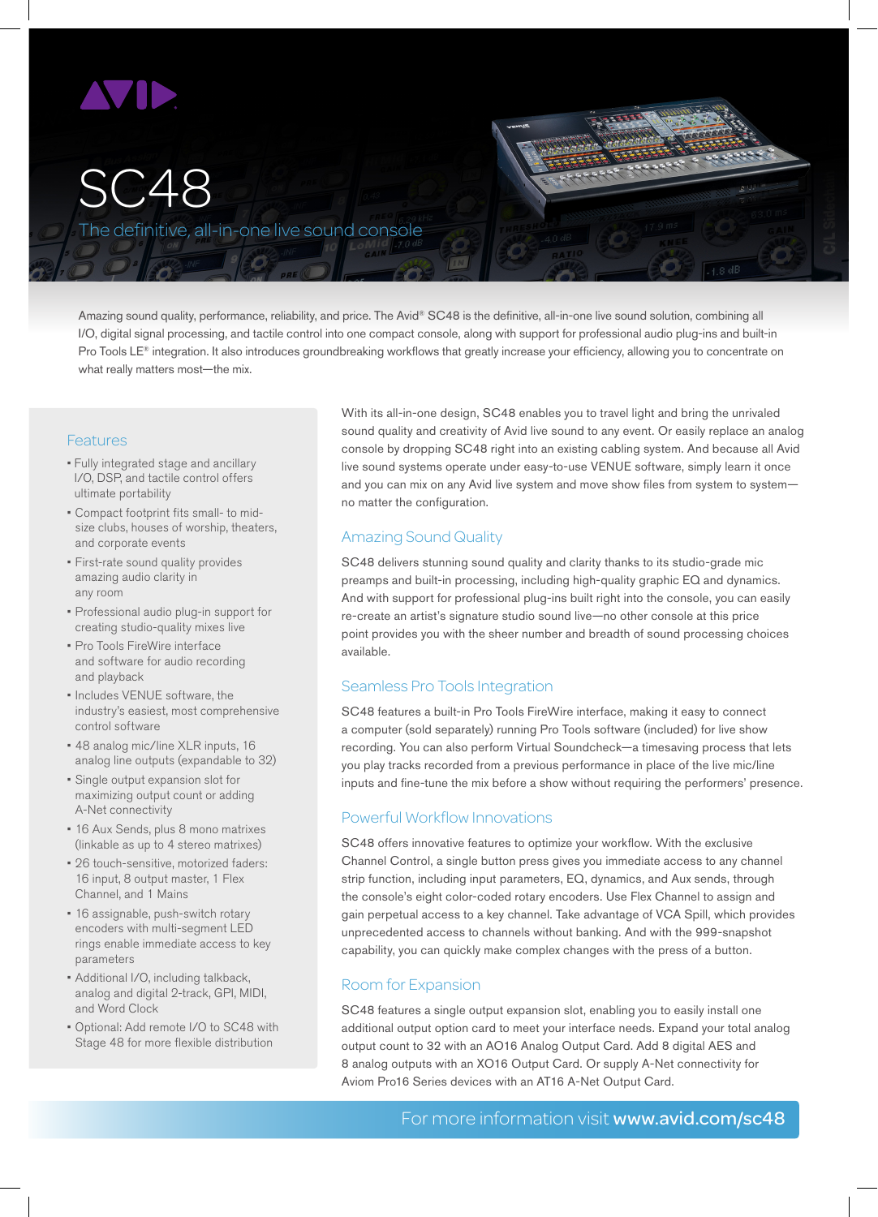# SC48

## The definitive, all-in-one live sound console

Amazing sound quality, performance, reliability, and price. The Avid® SC48 is the definitive, all-in-one live sound solution, combining all I/O, digital signal processing, and tactile control into one compact console, along with support for professional audio plug-ins and built-in Pro Tools LE® integration. It also introduces groundbreaking workflows that greatly increase your efficiency, allowing you to concentrate on what really matters most—the mix.

### Features

- Fully integrated stage and ancillary I/O, DSP, and tactile control offers ultimate portability
- Compact footprint fits small- to mid-size clubs, houses of worship, theaters, and corporate events
- First-rate sound quality provides amazing audio clarity in any room
- Professional audio plug-in support for creating studio-quality mixes live
- Pro Tools FireWire interface and software for audio recording and playback
- Includes VENUE software, the industry's easiest, most comprehensive control software
- 48 analog mic/line XLR inputs, 16 analog line outputs (expandable to 32)
- Single output expansion slot for maximizing output count or adding A-Net connectivity
- 16 Aux Sends, plus 8 mono matrixes (linkable as up to 4 stereo matrixes)
- 26 touch-sensitive, motorized faders: 16 input, 8 output master, 1 Flex Channel, and 1 Mains
- 16 assignable, push-switch rotary encoders with multi-segment LED rings enable immediate access to key parameters
- Additional I/O, including talkback, analog and digital 2-track, GPI, MIDI, and Word Clock
- Optional: Add remote I/O to SC48 with Stage 48 for more flexible distribution

With its all-in-one design, SC48 enables you to travel light and bring the unrivaled sound quality and creativity of Avid live sound to any event. Or easily replace an analog console by dropping SC48 right into an existing cabling system. And because all Avid live sound systems operate under easy-to-use VENUE software, simply learn it once and you can mix on any Avid live system and move show files from system to system—no matter the configuration.

### Amazing Sound Quality

SC48 delivers stunning sound quality and clarity thanks to its studio-grade mic preamps and built-in processing, including high-quality graphic EQ and dynamics. And with support for professional plug-ins built right into the console, you can easily re-create an artist's signature studio sound live—no other console at this price point provides you with the sheer number and breadth of sound processing choices available.

### Seamless Pro Tools Integration

SC48 features a built-in Pro Tools FireWire interface, making it easy to connect a computer (sold separately) running Pro Tools software (included) for live show recording. You can also perform Virtual Soundcheck—a timesaving process that lets you play tracks recorded from a previous performance in place of the live mic/line inputs and fine-tune the mix before a show without requiring the performers' presence.

### Powerful Workflow Innovations

SC48 offers innovative features to optimize your workflow. With the exclusive Channel Control, a single button press gives you immediate access to any channel strip function, including input parameters, EQ, dynamics, and Aux sends, through the console's eight color-coded rotary encoders. Use Flex Channel to assign and gain perpetual access to a key channel. Take advantage of VCA Spill, which provides unprecedented access to channels without banking. And with the 999-snapshot capability, you can quickly make complex changes with the press of a button.

### Room for Expansion

SC48 features a single output expansion slot, enabling you to easily install one additional output option card to meet your interface needs. Expand your total analog output count to 32 with an AO16 Analog Output Card. Add 8 digital AES and 8 analog outputs with an XO16 Output Card. Or supply A-Net connectivity for Aviom Pro16 Series devices with an AT16 A-Net Output Card.

For more information visit **www.avid.com/sc48**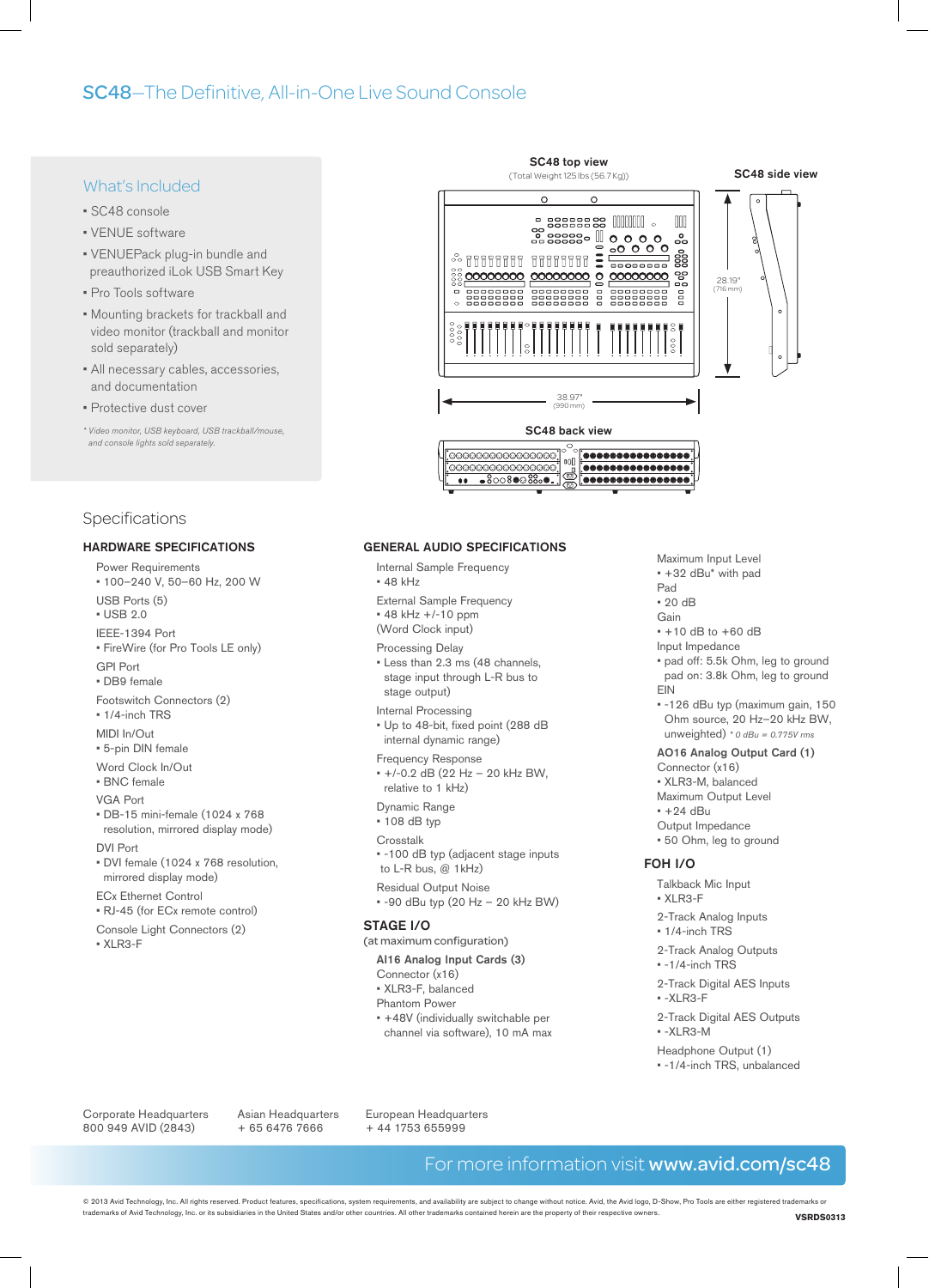# SC48—The Definitive, All-in-One Live Sound Console

## What's Included

- SC48 console
- VENUE software
- VENUEPack plug-in bundle and preauthorized iLok USB Smart Key
- Pro Tools software
- Mounting brackets for trackball and video monitor (trackball and monitor sold separately)
- All necessary cables, accessories, and documentation
- Protective dust cover

*\* Video monitor, USB keyboard, USB trackball/mouse, and console lights sold separately.*

SC48 top view
(Total Weight 125 lbs (56.7 Kg))

SC48 side view

28.19"
(716 mm)

38.97"
(990 mm)

SC48 back view

## Specifications

### HARDWARE SPECIFICATIONS

Power Requirements
- 100–240 V, 50–60 Hz, 200 W

USB Ports (5)
- USB 2.0

IEEE-1394 Port
- FireWire (for Pro Tools LE only)

GPI Port
- DB9 female

Footswitch Connectors (2)
- 1/4-inch TRS

MIDI In/Out
- 5-pin DIN female

Word Clock In/Out
- BNC female

VGA Port
- DB-15 mini-female (1024 x 768 resolution, mirrored display mode)

DVI Port
- DVI female (1024 x 768 resolution, mirrored display mode)

ECx Ethernet Control
- RJ-45 (for ECx remote control)

Console Light Connectors (2)
- XLR3-F

### GENERAL AUDIO SPECIFICATIONS

Internal Sample Frequency
- 48 kHz

External Sample Frequency
- 48 kHz +/-10 ppm (Word Clock input)

Processing Delay
- Less than 2.3 ms (48 channels, stage input through L-R bus to stage output)

Internal Processing
- Up to 48-bit, fixed point (288 dB internal dynamic range)

Frequency Response
- +/-0.2 dB (22 Hz – 20 kHz BW, relative to 1 kHz)

Dynamic Range
- 108 dB typ

Crosstalk
- -100 dB typ (adjacent stage inputs to L-R bus, @ 1kHz)

Residual Output Noise
- -90 dBu typ (20 Hz – 20 kHz BW)

### STAGE I/O

(at maximum configuration)

**AI16 Analog Input Cards (3)**

Connector (x16)
- XLR3-F, balanced

Phantom Power
- +48V (individually switchable per channel via software), 10 mA max

Maximum Input Level
- +32 dBu* with pad

Pad
- 20 dB

Gain
- +10 dB to +60 dB

Input Impedance
- pad off: 5.5k Ohm, leg to ground
  pad on: 3.8k Ohm, leg to ground

EIN
- -126 dBu typ (maximum gain, 150 Ohm source, 20 Hz–20 kHz BW, unweighted) *\* 0 dBu = 0.775V rms*

**AO16 Analog Output Card (1)**

Connector (x16)
- XLR3-M, balanced

Maximum Output Level
- +24 dBu

Output Impedance
- 50 Ohm, leg to ground

### FOH I/O

Talkback Mic Input
- XLR3-F

2-Track Analog Inputs
- 1/4-inch TRS

2-Track Analog Outputs
- -1/4-inch TRS

2-Track Digital AES Inputs
- -XLR3-F

2-Track Digital AES Outputs
- -XLR3-M

Headphone Output (1)
- -1/4-inch TRS, unbalanced

Corporate Headquarters
800 949 AVID (2843)

Asian Headquarters
+ 65 6476 7666

European Headquarters
+ 44 1753 655999

For more information visit **www.avid.com/sc48**

© 2013 Avid Technology, Inc. All rights reserved. Product features, specifications, system requirements, and availability are subject to change without notice. Avid, the Avid logo, D-Show, Pro Tools are either registered trademarks or trademarks of Avid Technology, Inc. or its subsidiaries in the United States and/or other countries. All other trademarks contained herein are the property of their respective owners.

**VSRDS0313**